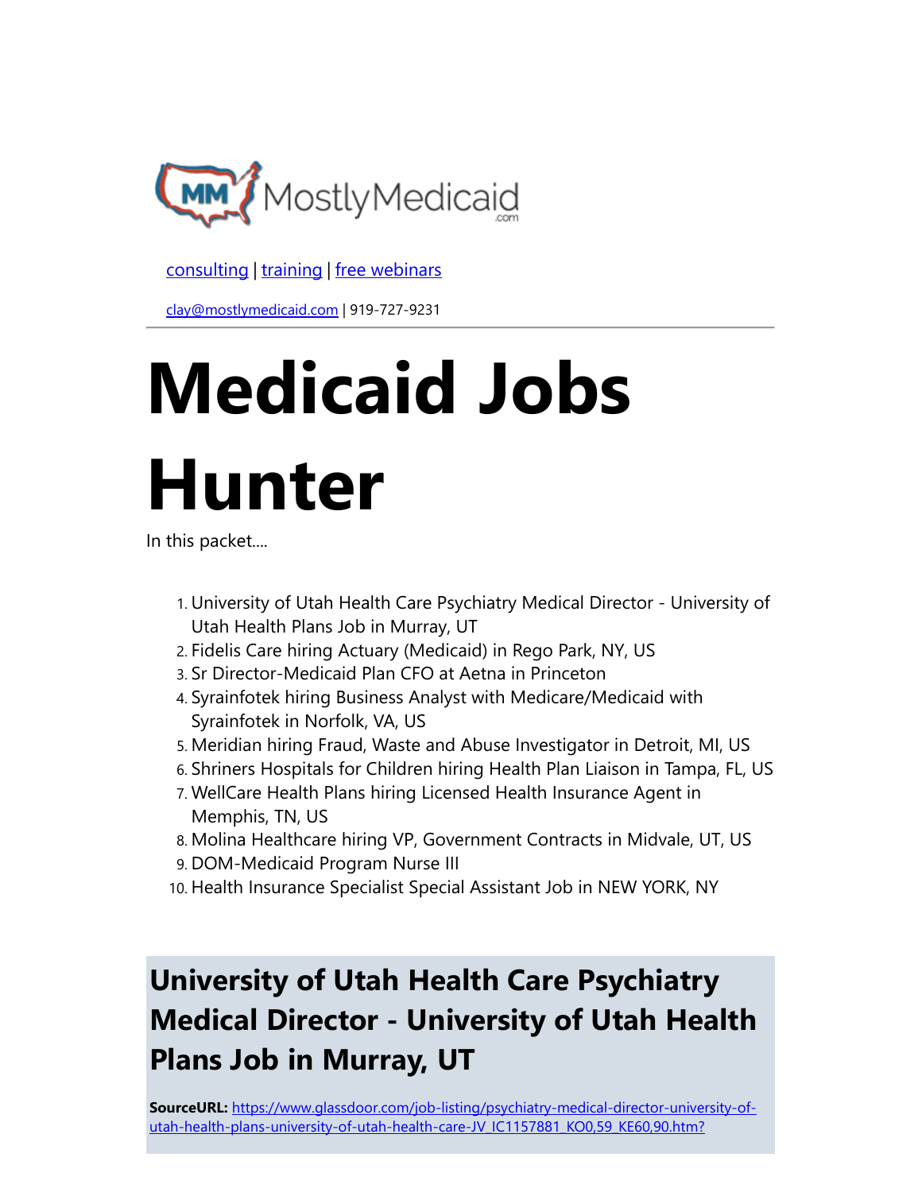MostlyMedicaid.com

[consulting](#) | [training](#) | [free webinars](#)

[clay@mostlymedicaid.com](mailto:clay@mostlymedicaid.com) | 919-727-9231

# Medicaid Jobs Hunter

In this packet....

1. University of Utah Health Care Psychiatry Medical Director - University of Utah Health Plans Job in Murray, UT
2. Fidelis Care hiring Actuary (Medicaid) in Rego Park, NY, US
3. Sr Director-Medicaid Plan CFO at Aetna in Princeton
4. Syrainfotek hiring Business Analyst with Medicare/Medicaid with Syrainfotek in Norfolk, VA, US
5. Meridian hiring Fraud, Waste and Abuse Investigator in Detroit, MI, US
6. Shriners Hospitals for Children hiring Health Plan Liaison in Tampa, FL, US
7. WellCare Health Plans hiring Licensed Health Insurance Agent in Memphis, TN, US
8. Molina Healthcare hiring VP, Government Contracts in Midvale, UT, US
9. DOM-Medicaid Program Nurse III
10. Health Insurance Specialist Special Assistant Job in NEW YORK, NY

## University of Utah Health Care Psychiatry Medical Director - University of Utah Health Plans Job in Murray, UT

**SourceURL:** [https://www.glassdoor.com/job-listing/psychiatry-medical-director-university-of-utah-health-plans-university-of-utah-health-care-JV_IC1157881_KO0,59_KE60,90.htm?](https://www.glassdoor.com/job-listing/psychiatry-medical-director-university-of-utah-health-plans-university-of-utah-health-care-JV_IC1157881_KO0,59_KE60,90.htm?)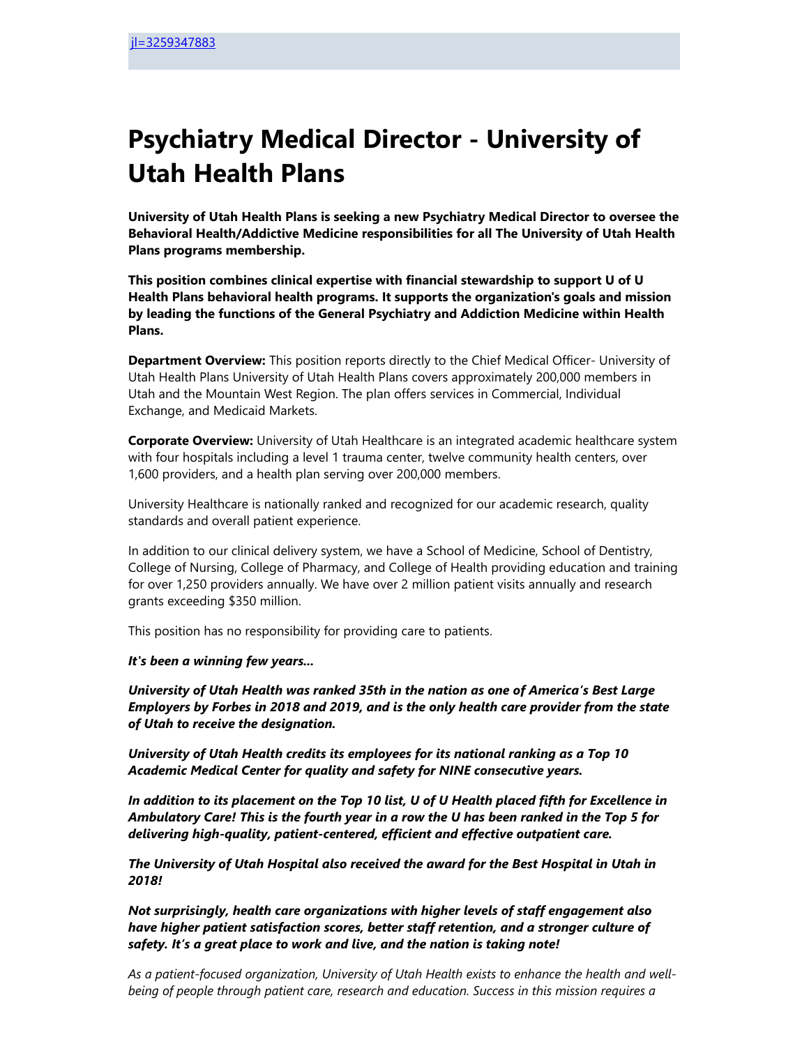[jl=3259347883]()

# Psychiatry Medical Director - University of Utah Health Plans

**University of Utah Health Plans is seeking a new Psychiatry Medical Director to oversee the Behavioral Health/Addictive Medicine responsibilities for all The University of Utah Health Plans programs membership.**

**This position combines clinical expertise with financial stewardship to support U of U Health Plans behavioral health programs. It supports the organization's goals and mission by leading the functions of the General Psychiatry and Addiction Medicine within Health Plans.**

**Department Overview:** This position reports directly to the Chief Medical Officer- University of Utah Health Plans University of Utah Health Plans covers approximately 200,000 members in Utah and the Mountain West Region. The plan offers services in Commercial, Individual Exchange, and Medicaid Markets.

**Corporate Overview:** University of Utah Healthcare is an integrated academic healthcare system with four hospitals including a level 1 trauma center, twelve community health centers, over 1,600 providers, and a health plan serving over 200,000 members.

University Healthcare is nationally ranked and recognized for our academic research, quality standards and overall patient experience.

In addition to our clinical delivery system, we have a School of Medicine, School of Dentistry, College of Nursing, College of Pharmacy, and College of Health providing education and training for over 1,250 providers annually. We have over 2 million patient visits annually and research grants exceeding $350 million.

This position has no responsibility for providing care to patients.

***It's been a winning few years...***

***University of Utah Health was ranked 35th in the nation as one of America's Best Large Employers by Forbes in 2018 and 2019, and is the only health care provider from the state of Utah to receive the designation.***

***University of Utah Health credits its employees for its national ranking as a Top 10 Academic Medical Center for quality and safety for NINE consecutive years.***

***In addition to its placement on the Top 10 list, U of U Health placed fifth for Excellence in Ambulatory Care! This is the fourth year in a row the U has been ranked in the Top 5 for delivering high-quality, patient-centered, efficient and effective outpatient care.***

***The University of Utah Hospital also received the award for the Best Hospital in Utah in 2018!***

***Not surprisingly, health care organizations with higher levels of staff engagement also have higher patient satisfaction scores, better staff retention, and a stronger culture of safety. It's a great place to work and live, and the nation is taking note!***

*As a patient-focused organization, University of Utah Health exists to enhance the health and well-being of people through patient care, research and education. Success in this mission requires a*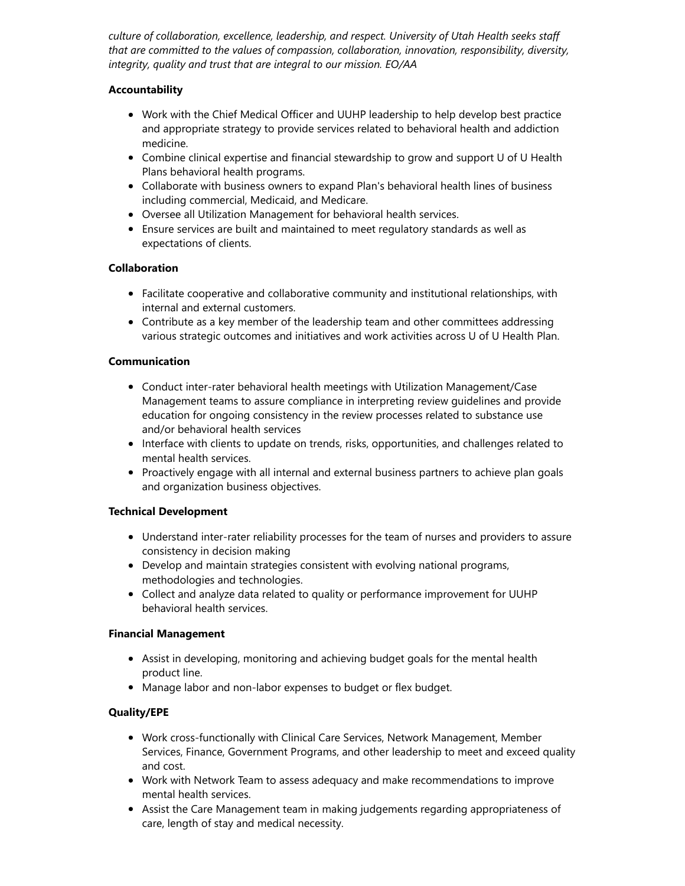*culture of collaboration, excellence, leadership, and respect. University of Utah Health seeks staff that are committed to the values of compassion, collaboration, innovation, responsibility, diversity, integrity, quality and trust that are integral to our mission. EO/AA*

**Accountability**

- Work with the Chief Medical Officer and UUHP leadership to help develop best practice and appropriate strategy to provide services related to behavioral health and addiction medicine.
- Combine clinical expertise and financial stewardship to grow and support U of U Health Plans behavioral health programs.
- Collaborate with business owners to expand Plan's behavioral health lines of business including commercial, Medicaid, and Medicare.
- Oversee all Utilization Management for behavioral health services.
- Ensure services are built and maintained to meet regulatory standards as well as expectations of clients.

**Collaboration**

- Facilitate cooperative and collaborative community and institutional relationships, with internal and external customers.
- Contribute as a key member of the leadership team and other committees addressing various strategic outcomes and initiatives and work activities across U of U Health Plan.

**Communication**

- Conduct inter-rater behavioral health meetings with Utilization Management/Case Management teams to assure compliance in interpreting review guidelines and provide education for ongoing consistency in the review processes related to substance use and/or behavioral health services
- Interface with clients to update on trends, risks, opportunities, and challenges related to mental health services.
- Proactively engage with all internal and external business partners to achieve plan goals and organization business objectives.

**Technical Development**

- Understand inter-rater reliability processes for the team of nurses and providers to assure consistency in decision making
- Develop and maintain strategies consistent with evolving national programs, methodologies and technologies.
- Collect and analyze data related to quality or performance improvement for UUHP behavioral health services.

**Financial Management**

- Assist in developing, monitoring and achieving budget goals for the mental health product line.
- Manage labor and non-labor expenses to budget or flex budget.

**Quality/EPE**

- Work cross-functionally with Clinical Care Services, Network Management, Member Services, Finance, Government Programs, and other leadership to meet and exceed quality and cost.
- Work with Network Team to assess adequacy and make recommendations to improve mental health services.
- Assist the Care Management team in making judgements regarding appropriateness of care, length of stay and medical necessity.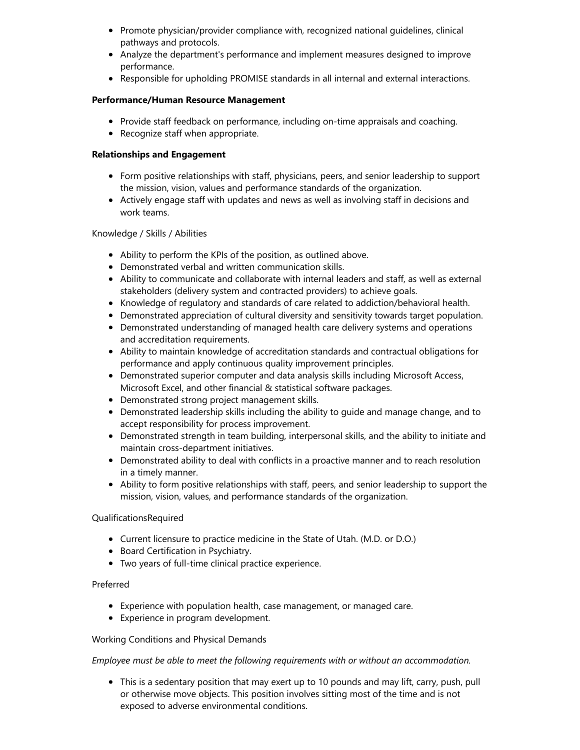- Promote physician/provider compliance with, recognized national guidelines, clinical pathways and protocols.
- Analyze the department's performance and implement measures designed to improve performance.
- Responsible for upholding PROMISE standards in all internal and external interactions.

**Performance/Human Resource Management**

- Provide staff feedback on performance, including on-time appraisals and coaching.
- Recognize staff when appropriate.

**Relationships and Engagement**

- Form positive relationships with staff, physicians, peers, and senior leadership to support the mission, vision, values and performance standards of the organization.
- Actively engage staff with updates and news as well as involving staff in decisions and work teams.

Knowledge / Skills / Abilities

- Ability to perform the KPIs of the position, as outlined above.
- Demonstrated verbal and written communication skills.
- Ability to communicate and collaborate with internal leaders and staff, as well as external stakeholders (delivery system and contracted providers) to achieve goals.
- Knowledge of regulatory and standards of care related to addiction/behavioral health.
- Demonstrated appreciation of cultural diversity and sensitivity towards target population.
- Demonstrated understanding of managed health care delivery systems and operations and accreditation requirements.
- Ability to maintain knowledge of accreditation standards and contractual obligations for performance and apply continuous quality improvement principles.
- Demonstrated superior computer and data analysis skills including Microsoft Access, Microsoft Excel, and other financial & statistical software packages.
- Demonstrated strong project management skills.
- Demonstrated leadership skills including the ability to guide and manage change, and to accept responsibility for process improvement.
- Demonstrated strength in team building, interpersonal skills, and the ability to initiate and maintain cross-department initiatives.
- Demonstrated ability to deal with conflicts in a proactive manner and to reach resolution in a timely manner.
- Ability to form positive relationships with staff, peers, and senior leadership to support the mission, vision, values, and performance standards of the organization.

QualificationsRequired

- Current licensure to practice medicine in the State of Utah. (M.D. or D.O.)
- Board Certification in Psychiatry.
- Two years of full-time clinical practice experience.

Preferred

- Experience with population health, case management, or managed care.
- Experience in program development.

Working Conditions and Physical Demands

*Employee must be able to meet the following requirements with or without an accommodation.*

- This is a sedentary position that may exert up to 10 pounds and may lift, carry, push, pull or otherwise move objects. This position involves sitting most of the time and is not exposed to adverse environmental conditions.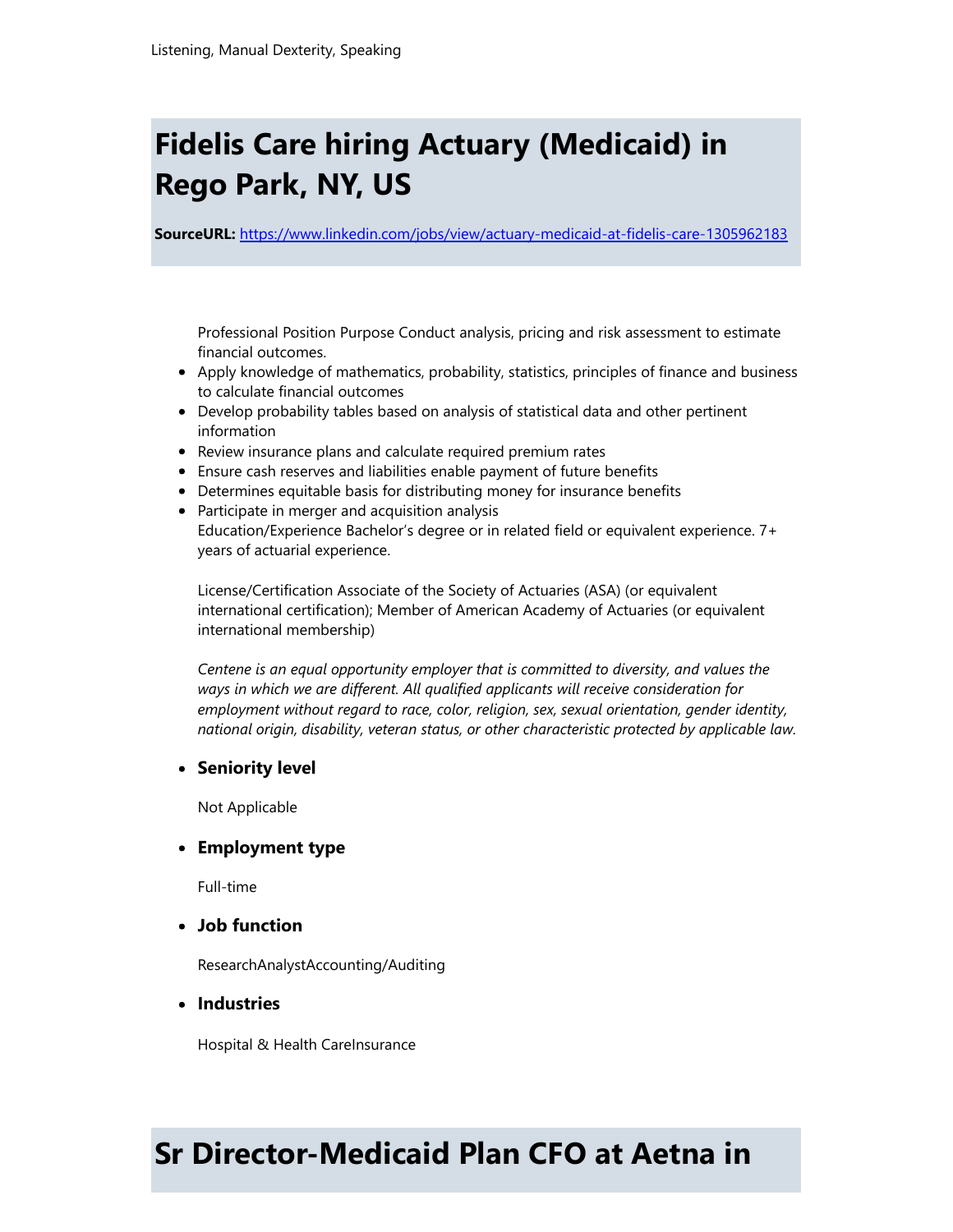Listening, Manual Dexterity, Speaking

# Fidelis Care hiring Actuary (Medicaid) in Rego Park, NY, US

**SourceURL:** https://www.linkedin.com/jobs/view/actuary-medicaid-at-fidelis-care-1305962183

Professional Position Purpose Conduct analysis, pricing and risk assessment to estimate financial outcomes.

- Apply knowledge of mathematics, probability, statistics, principles of finance and business to calculate financial outcomes
- Develop probability tables based on analysis of statistical data and other pertinent information
- Review insurance plans and calculate required premium rates
- Ensure cash reserves and liabilities enable payment of future benefits
- Determines equitable basis for distributing money for insurance benefits
- Participate in merger and acquisition analysis

Education/Experience Bachelor's degree or in related field or equivalent experience. 7+ years of actuarial experience.

License/Certification Associate of the Society of Actuaries (ASA) (or equivalent international certification); Member of American Academy of Actuaries (or equivalent international membership)

*Centene is an equal opportunity employer that is committed to diversity, and values the ways in which we are different. All qualified applicants will receive consideration for employment without regard to race, color, religion, sex, sexual orientation, gender identity, national origin, disability, veteran status, or other characteristic protected by applicable law.*

- **Seniority level**

  Not Applicable

- **Employment type**

  Full-time

- **Job function**

  ResearchAnalystAccounting/Auditing

- **Industries**

  Hospital & Health CareInsurance

# Sr Director-Medicaid Plan CFO at Aetna in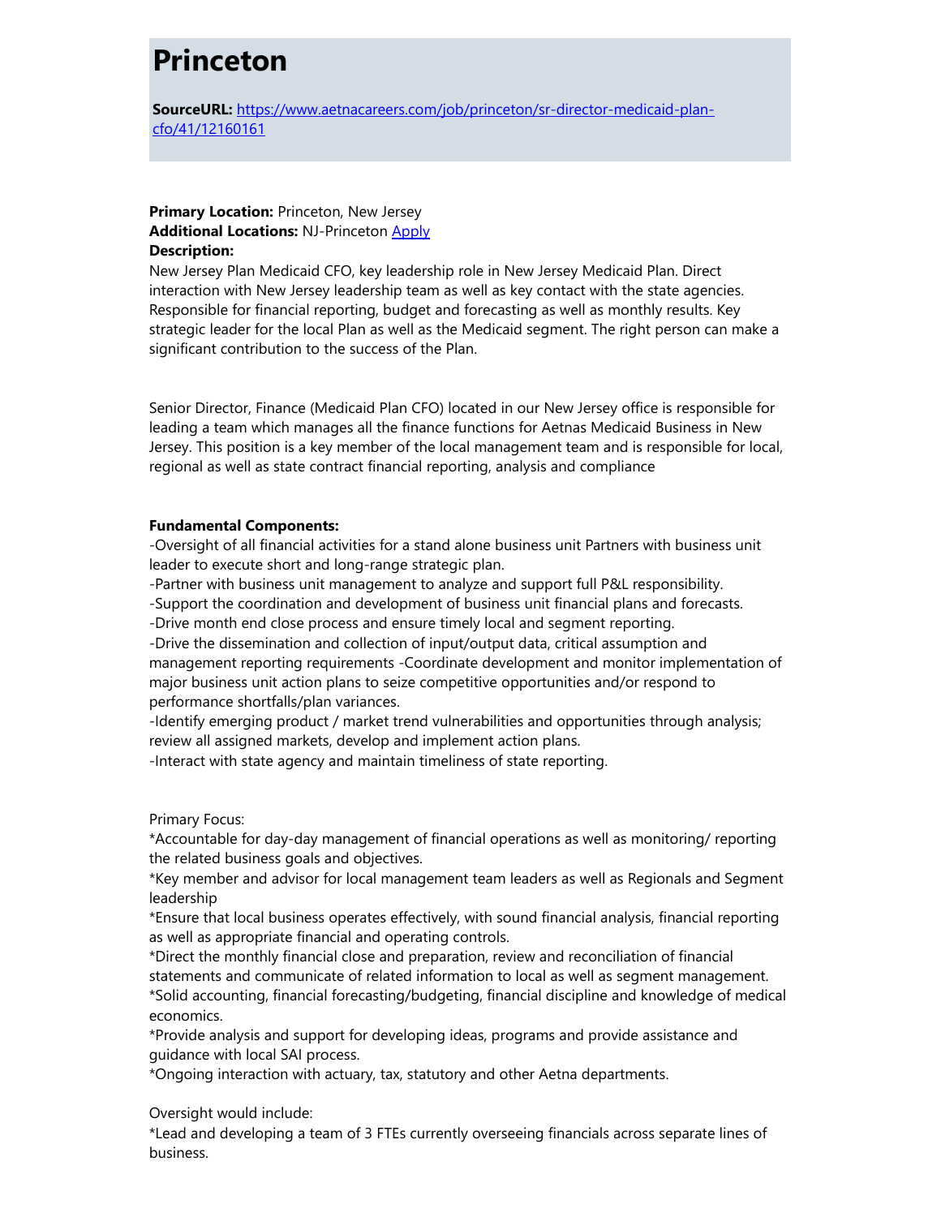# Princeton

**SourceURL:** [https://www.aetnacareers.com/job/princeton/sr-director-medicaid-plan-cfo/41/12160161](https://www.aetnacareers.com/job/princeton/sr-director-medicaid-plan-cfo/41/12160161)

**Primary Location:** Princeton, New Jersey
**Additional Locations:** NJ-Princeton [Apply]
**Description:**
New Jersey Plan Medicaid CFO, key leadership role in New Jersey Medicaid Plan. Direct interaction with New Jersey leadership team as well as key contact with the state agencies. Responsible for financial reporting, budget and forecasting as well as monthly results. Key strategic leader for the local Plan as well as the Medicaid segment. The right person can make a significant contribution to the success of the Plan.

Senior Director, Finance (Medicaid Plan CFO) located in our New Jersey office is responsible for leading a team which manages all the finance functions for Aetnas Medicaid Business in New Jersey. This position is a key member of the local management team and is responsible for local, regional as well as state contract financial reporting, analysis and compliance

**Fundamental Components:**
-Oversight of all financial activities for a stand alone business unit Partners with business unit leader to execute short and long-range strategic plan.
-Partner with business unit management to analyze and support full P&L responsibility.
-Support the coordination and development of business unit financial plans and forecasts.
-Drive month end close process and ensure timely local and segment reporting.
-Drive the dissemination and collection of input/output data, critical assumption and management reporting requirements -Coordinate development and monitor implementation of major business unit action plans to seize competitive opportunities and/or respond to performance shortfalls/plan variances.
-Identify emerging product / market trend vulnerabilities and opportunities through analysis; review all assigned markets, develop and implement action plans.
-Interact with state agency and maintain timeliness of state reporting.

Primary Focus:
*Accountable for day-day management of financial operations as well as monitoring/ reporting the related business goals and objectives.
*Key member and advisor for local management team leaders as well as Regionals and Segment leadership
*Ensure that local business operates effectively, with sound financial analysis, financial reporting as well as appropriate financial and operating controls.
*Direct the monthly financial close and preparation, review and reconciliation of financial statements and communicate of related information to local as well as segment management.
*Solid accounting, financial forecasting/budgeting, financial discipline and knowledge of medical economics.
*Provide analysis and support for developing ideas, programs and provide assistance and guidance with local SAI process.
*Ongoing interaction with actuary, tax, statutory and other Aetna departments.

Oversight would include:
*Lead and developing a team of 3 FTEs currently overseeing financials across separate lines of business.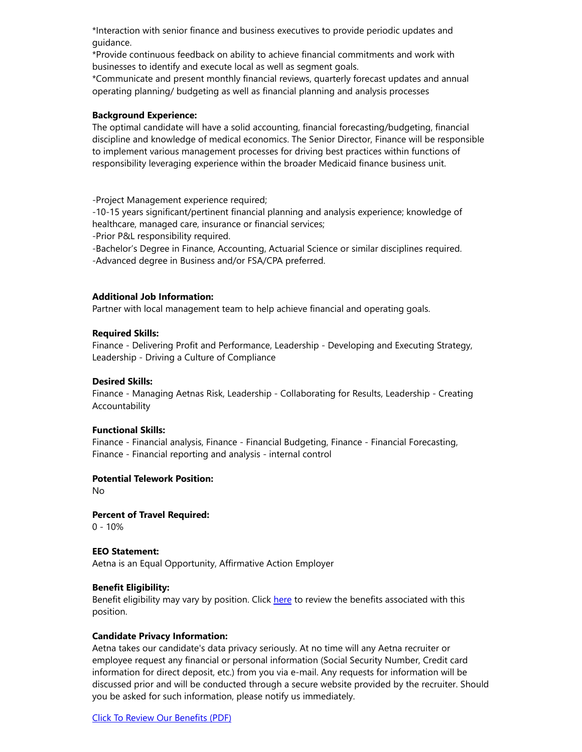*Interaction with senior finance and business executives to provide periodic updates and guidance.
*Provide continuous feedback on ability to achieve financial commitments and work with businesses to identify and execute local as well as segment goals.
*Communicate and present monthly financial reviews, quarterly forecast updates and annual operating planning/ budgeting as well as financial planning and analysis processes

**Background Experience:**
The optimal candidate will have a solid accounting, financial forecasting/budgeting, financial discipline and knowledge of medical economics. The Senior Director, Finance will be responsible to implement various management processes for driving best practices within functions of responsibility leveraging experience within the broader Medicaid finance business unit.

-Project Management experience required;
-10-15 years significant/pertinent financial planning and analysis experience; knowledge of healthcare, managed care, insurance or financial services;
-Prior P&L responsibility required.
-Bachelor's Degree in Finance, Accounting, Actuarial Science or similar disciplines required.
-Advanced degree in Business and/or FSA/CPA preferred.

**Additional Job Information:**
Partner with local management team to help achieve financial and operating goals.

**Required Skills:**
Finance - Delivering Profit and Performance, Leadership - Developing and Executing Strategy, Leadership - Driving a Culture of Compliance

**Desired Skills:**
Finance - Managing Aetnas Risk, Leadership - Collaborating for Results, Leadership - Creating Accountability

**Functional Skills:**
Finance - Financial analysis, Finance - Financial Budgeting, Finance - Financial Forecasting, Finance - Financial reporting and analysis - internal control

**Potential Telework Position:**
No

**Percent of Travel Required:**
0 - 10%

**EEO Statement:**
Aetna is an Equal Opportunity, Affirmative Action Employer

**Benefit Eligibility:**
Benefit eligibility may vary by position. Click here to review the benefits associated with this position.

**Candidate Privacy Information:**
Aetna takes our candidate's data privacy seriously. At no time will any Aetna recruiter or employee request any financial or personal information (Social Security Number, Credit card information for direct deposit, etc.) from you via e-mail. Any requests for information will be discussed prior and will be conducted through a secure website provided by the recruiter. Should you be asked for such information, please notify us immediately.

Click To Review Our Benefits (PDF)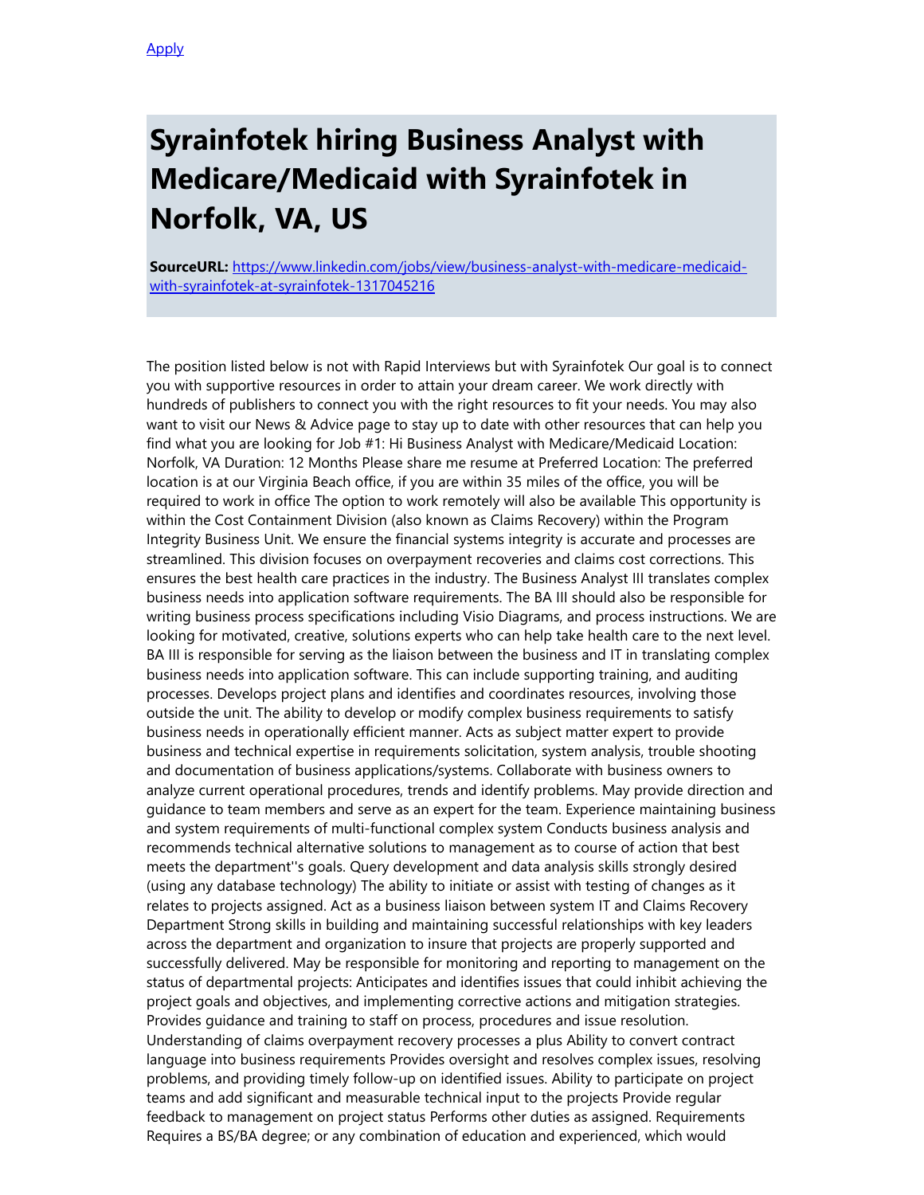[Apply](#)

# Syrainfotek hiring Business Analyst with Medicare/Medicaid with Syrainfotek in Norfolk, VA, US

**SourceURL:** [https://www.linkedin.com/jobs/view/business-analyst-with-medicare-medicaid-with-syrainfotek-at-syrainfotek-1317045216](https://www.linkedin.com/jobs/view/business-analyst-with-medicare-medicaid-with-syrainfotek-at-syrainfotek-1317045216)

The position listed below is not with Rapid Interviews but with Syrainfotek Our goal is to connect you with supportive resources in order to attain your dream career. We work directly with hundreds of publishers to connect you with the right resources to fit your needs. You may also want to visit our News & Advice page to stay up to date with other resources that can help you find what you are looking for Job #1: Hi Business Analyst with Medicare/Medicaid Location: Norfolk, VA Duration: 12 Months Please share me resume at Preferred Location: The preferred location is at our Virginia Beach office, if you are within 35 miles of the office, you will be required to work in office The option to work remotely will also be available This opportunity is within the Cost Containment Division (also known as Claims Recovery) within the Program Integrity Business Unit. We ensure the financial systems integrity is accurate and processes are streamlined. This division focuses on overpayment recoveries and claims cost corrections. This ensures the best health care practices in the industry. The Business Analyst III translates complex business needs into application software requirements. The BA III should also be responsible for writing business process specifications including Visio Diagrams, and process instructions. We are looking for motivated, creative, solutions experts who can help take health care to the next level. BA III is responsible for serving as the liaison between the business and IT in translating complex business needs into application software. This can include supporting training, and auditing processes. Develops project plans and identifies and coordinates resources, involving those outside the unit. The ability to develop or modify complex business requirements to satisfy business needs in operationally efficient manner. Acts as subject matter expert to provide business and technical expertise in requirements solicitation, system analysis, trouble shooting and documentation of business applications/systems. Collaborate with business owners to analyze current operational procedures, trends and identify problems. May provide direction and guidance to team members and serve as an expert for the team. Experience maintaining business and system requirements of multi-functional complex system Conducts business analysis and recommends technical alternative solutions to management as to course of action that best meets the department''s goals. Query development and data analysis skills strongly desired (using any database technology) The ability to initiate or assist with testing of changes as it relates to projects assigned. Act as a business liaison between system IT and Claims Recovery Department Strong skills in building and maintaining successful relationships with key leaders across the department and organization to insure that projects are properly supported and successfully delivered. May be responsible for monitoring and reporting to management on the status of departmental projects: Anticipates and identifies issues that could inhibit achieving the project goals and objectives, and implementing corrective actions and mitigation strategies. Provides guidance and training to staff on process, procedures and issue resolution. Understanding of claims overpayment recovery processes a plus Ability to convert contract language into business requirements Provides oversight and resolves complex issues, resolving problems, and providing timely follow-up on identified issues. Ability to participate on project teams and add significant and measurable technical input to the projects Provide regular feedback to management on project status Performs other duties as assigned. Requirements Requires a BS/BA degree; or any combination of education and experienced, which would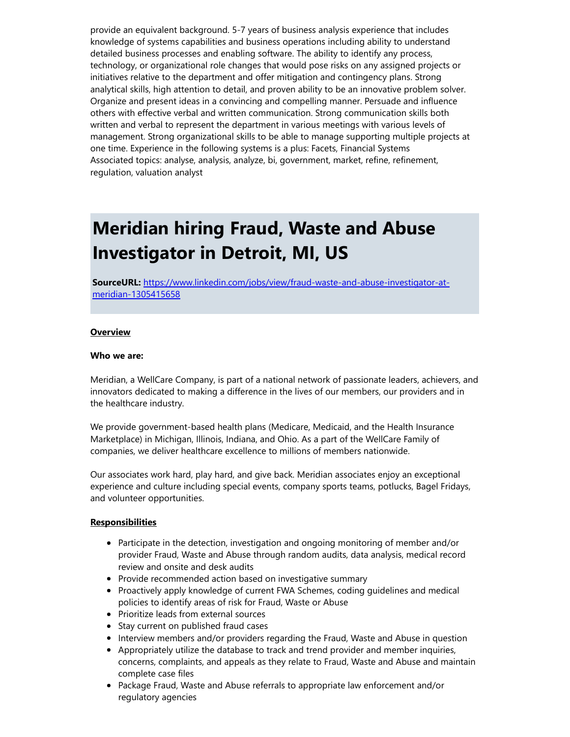provide an equivalent background. 5-7 years of business analysis experience that includes knowledge of systems capabilities and business operations including ability to understand detailed business processes and enabling software. The ability to identify any process, technology, or organizational role changes that would pose risks on any assigned projects or initiatives relative to the department and offer mitigation and contingency plans. Strong analytical skills, high attention to detail, and proven ability to be an innovative problem solver. Organize and present ideas in a convincing and compelling manner. Persuade and influence others with effective verbal and written communication. Strong communication skills both written and verbal to represent the department in various meetings with various levels of management. Strong organizational skills to be able to manage supporting multiple projects at one time. Experience in the following systems is a plus: Facets, Financial Systems
Associated topics: analyse, analysis, analyze, bi, government, market, refine, refinement, regulation, valuation analyst

# Meridian hiring Fraud, Waste and Abuse Investigator in Detroit, MI, US

**SourceURL:** [https://www.linkedin.com/jobs/view/fraud-waste-and-abuse-investigator-at-meridian-1305415658](https://www.linkedin.com/jobs/view/fraud-waste-and-abuse-investigator-at-meridian-1305415658)

**Overview**

**Who we are:**

Meridian, a WellCare Company, is part of a national network of passionate leaders, achievers, and innovators dedicated to making a difference in the lives of our members, our providers and in the healthcare industry.

We provide government-based health plans (Medicare, Medicaid, and the Health Insurance Marketplace) in Michigan, Illinois, Indiana, and Ohio. As a part of the WellCare Family of companies, we deliver healthcare excellence to millions of members nationwide.

Our associates work hard, play hard, and give back. Meridian associates enjoy an exceptional experience and culture including special events, company sports teams, potlucks, Bagel Fridays, and volunteer opportunities.

**Responsibilities**

- Participate in the detection, investigation and ongoing monitoring of member and/or provider Fraud, Waste and Abuse through random audits, data analysis, medical record review and onsite and desk audits
- Provide recommended action based on investigative summary
- Proactively apply knowledge of current FWA Schemes, coding guidelines and medical policies to identify areas of risk for Fraud, Waste or Abuse
- Prioritize leads from external sources
- Stay current on published fraud cases
- Interview members and/or providers regarding the Fraud, Waste and Abuse in question
- Appropriately utilize the database to track and trend provider and member inquiries, concerns, complaints, and appeals as they relate to Fraud, Waste and Abuse and maintain complete case files
- Package Fraud, Waste and Abuse referrals to appropriate law enforcement and/or regulatory agencies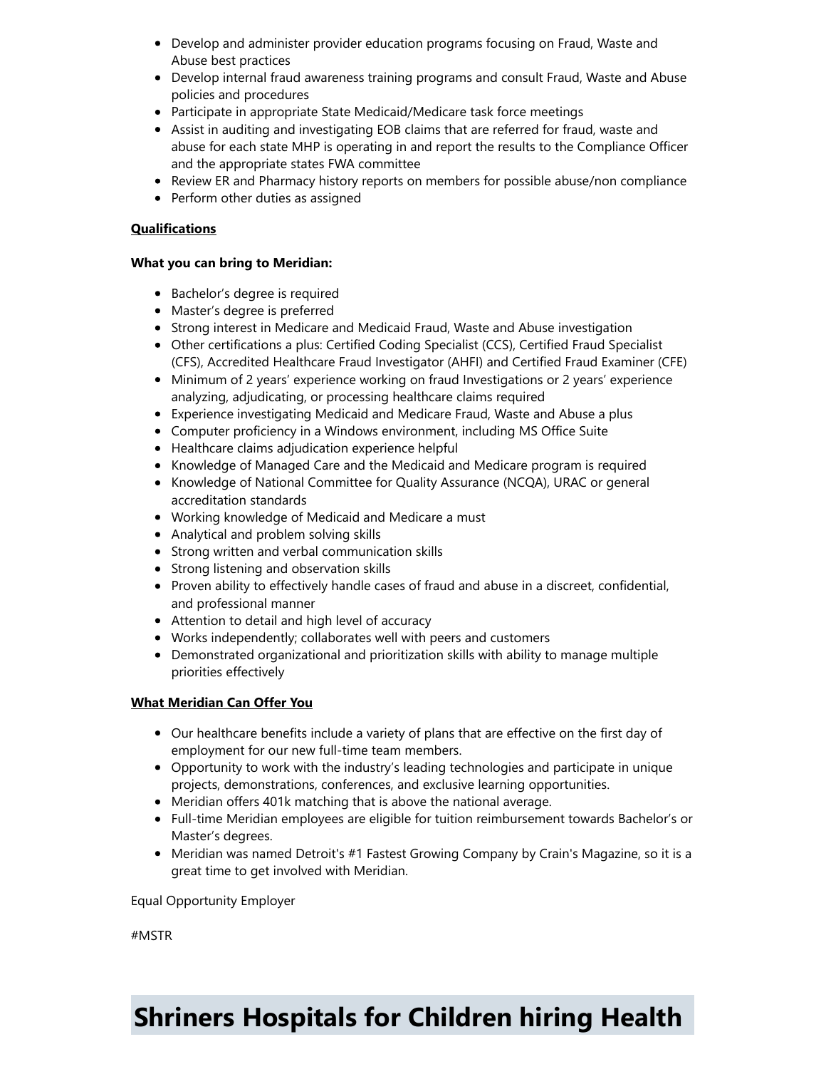- Develop and administer provider education programs focusing on Fraud, Waste and Abuse best practices
- Develop internal fraud awareness training programs and consult Fraud, Waste and Abuse policies and procedures
- Participate in appropriate State Medicaid/Medicare task force meetings
- Assist in auditing and investigating EOB claims that are referred for fraud, waste and abuse for each state MHP is operating in and report the results to the Compliance Officer and the appropriate states FWA committee
- Review ER and Pharmacy history reports on members for possible abuse/non compliance
- Perform other duties as assigned

**Qualifications**

**What you can bring to Meridian:**

- Bachelor's degree is required
- Master's degree is preferred
- Strong interest in Medicare and Medicaid Fraud, Waste and Abuse investigation
- Other certifications a plus: Certified Coding Specialist (CCS), Certified Fraud Specialist (CFS), Accredited Healthcare Fraud Investigator (AHFI) and Certified Fraud Examiner (CFE)
- Minimum of 2 years' experience working on fraud Investigations or 2 years' experience analyzing, adjudicating, or processing healthcare claims required
- Experience investigating Medicaid and Medicare Fraud, Waste and Abuse a plus
- Computer proficiency in a Windows environment, including MS Office Suite
- Healthcare claims adjudication experience helpful
- Knowledge of Managed Care and the Medicaid and Medicare program is required
- Knowledge of National Committee for Quality Assurance (NCQA), URAC or general accreditation standards
- Working knowledge of Medicaid and Medicare a must
- Analytical and problem solving skills
- Strong written and verbal communication skills
- Strong listening and observation skills
- Proven ability to effectively handle cases of fraud and abuse in a discreet, confidential, and professional manner
- Attention to detail and high level of accuracy
- Works independently; collaborates well with peers and customers
- Demonstrated organizational and prioritization skills with ability to manage multiple priorities effectively

**What Meridian Can Offer You**

- Our healthcare benefits include a variety of plans that are effective on the first day of employment for our new full-time team members.
- Opportunity to work with the industry's leading technologies and participate in unique projects, demonstrations, conferences, and exclusive learning opportunities.
- Meridian offers 401k matching that is above the national average.
- Full-time Meridian employees are eligible for tuition reimbursement towards Bachelor's or Master's degrees.
- Meridian was named Detroit's #1 Fastest Growing Company by Crain's Magazine, so it is a great time to get involved with Meridian.

Equal Opportunity Employer

#MSTR

# Shriners Hospitals for Children hiring Health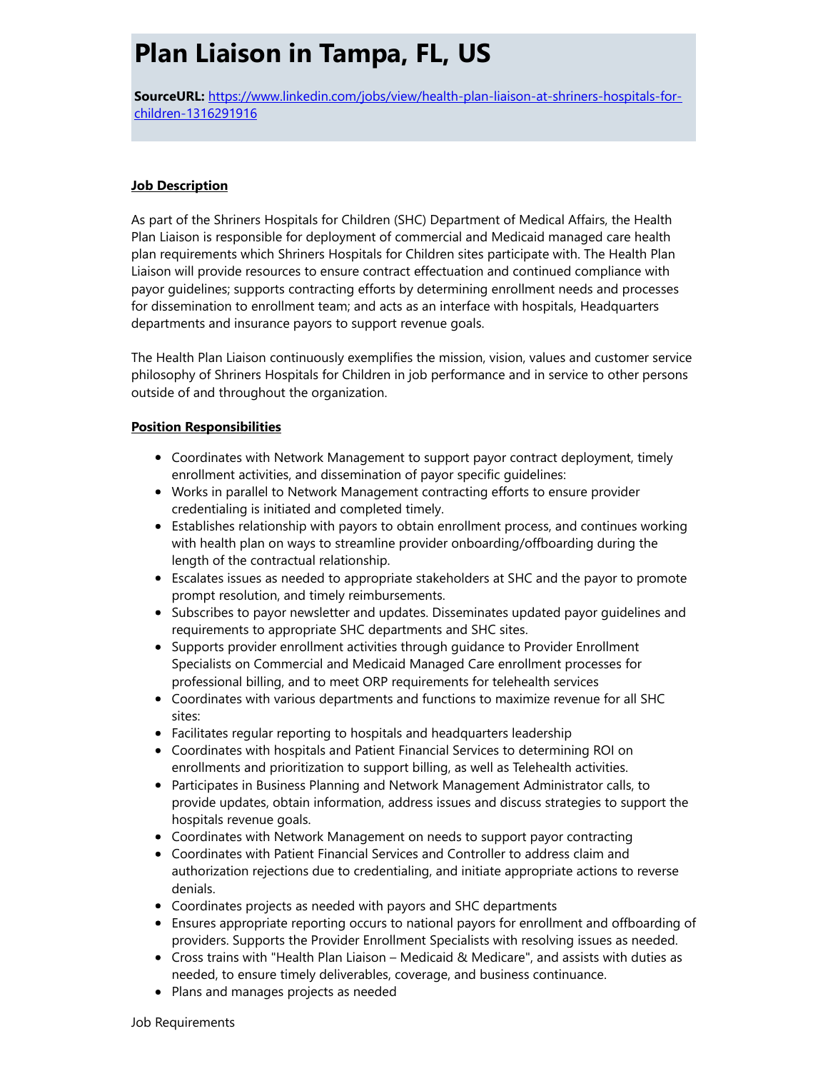# Plan Liaison in Tampa, FL, US

**SourceURL:** [https://www.linkedin.com/jobs/view/health-plan-liaison-at-shriners-hospitals-for-children-1316291916](https://www.linkedin.com/jobs/view/health-plan-liaison-at-shriners-hospitals-for-children-1316291916)

**Job Description**

As part of the Shriners Hospitals for Children (SHC) Department of Medical Affairs, the Health Plan Liaison is responsible for deployment of commercial and Medicaid managed care health plan requirements which Shriners Hospitals for Children sites participate with. The Health Plan Liaison will provide resources to ensure contract effectuation and continued compliance with payor guidelines; supports contracting efforts by determining enrollment needs and processes for dissemination to enrollment team; and acts as an interface with hospitals, Headquarters departments and insurance payors to support revenue goals.

The Health Plan Liaison continuously exemplifies the mission, vision, values and customer service philosophy of Shriners Hospitals for Children in job performance and in service to other persons outside of and throughout the organization.

**Position Responsibilities**

- Coordinates with Network Management to support payor contract deployment, timely enrollment activities, and dissemination of payor specific guidelines:
- Works in parallel to Network Management contracting efforts to ensure provider credentialing is initiated and completed timely.
- Establishes relationship with payors to obtain enrollment process, and continues working with health plan on ways to streamline provider onboarding/offboarding during the length of the contractual relationship.
- Escalates issues as needed to appropriate stakeholders at SHC and the payor to promote prompt resolution, and timely reimbursements.
- Subscribes to payor newsletter and updates. Disseminates updated payor guidelines and requirements to appropriate SHC departments and SHC sites.
- Supports provider enrollment activities through guidance to Provider Enrollment Specialists on Commercial and Medicaid Managed Care enrollment processes for professional billing, and to meet ORP requirements for telehealth services
- Coordinates with various departments and functions to maximize revenue for all SHC sites:
- Facilitates regular reporting to hospitals and headquarters leadership
- Coordinates with hospitals and Patient Financial Services to determining ROI on enrollments and prioritization to support billing, as well as Telehealth activities.
- Participates in Business Planning and Network Management Administrator calls, to provide updates, obtain information, address issues and discuss strategies to support the hospitals revenue goals.
- Coordinates with Network Management on needs to support payor contracting
- Coordinates with Patient Financial Services and Controller to address claim and authorization rejections due to credentialing, and initiate appropriate actions to reverse denials.
- Coordinates projects as needed with payors and SHC departments
- Ensures appropriate reporting occurs to national payors for enrollment and offboarding of providers. Supports the Provider Enrollment Specialists with resolving issues as needed.
- Cross trains with "Health Plan Liaison – Medicaid & Medicare", and assists with duties as needed, to ensure timely deliverables, coverage, and business continuance.
- Plans and manages projects as needed

Job Requirements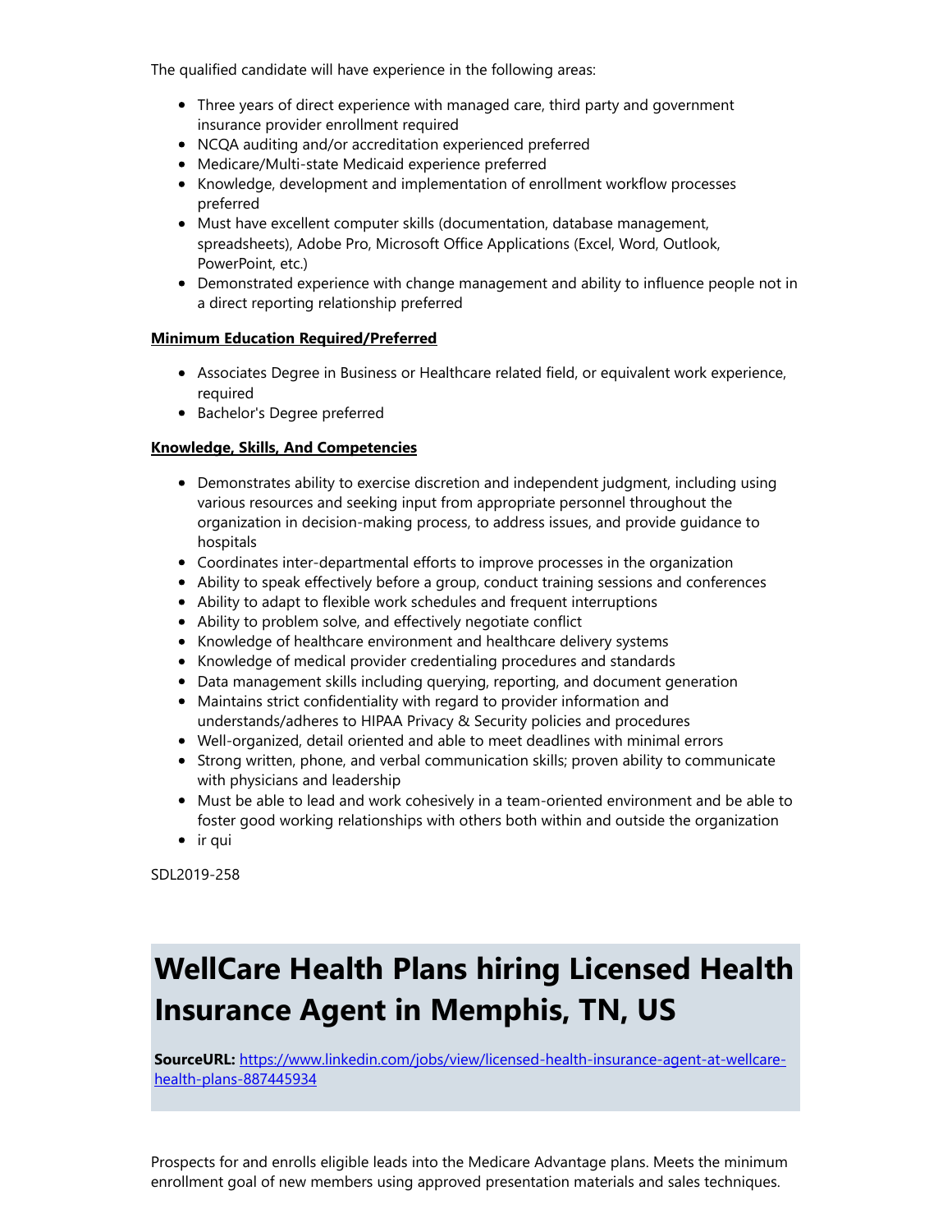The qualified candidate will have experience in the following areas:

- Three years of direct experience with managed care, third party and government insurance provider enrollment required
- NCQA auditing and/or accreditation experienced preferred
- Medicare/Multi-state Medicaid experience preferred
- Knowledge, development and implementation of enrollment workflow processes preferred
- Must have excellent computer skills (documentation, database management, spreadsheets), Adobe Pro, Microsoft Office Applications (Excel, Word, Outlook, PowerPoint, etc.)
- Demonstrated experience with change management and ability to influence people not in a direct reporting relationship preferred

**Minimum Education Required/Preferred**

- Associates Degree in Business or Healthcare related field, or equivalent work experience, required
- Bachelor's Degree preferred

**Knowledge, Skills, And Competencies**

- Demonstrates ability to exercise discretion and independent judgment, including using various resources and seeking input from appropriate personnel throughout the organization in decision-making process, to address issues, and provide guidance to hospitals
- Coordinates inter-departmental efforts to improve processes in the organization
- Ability to speak effectively before a group, conduct training sessions and conferences
- Ability to adapt to flexible work schedules and frequent interruptions
- Ability to problem solve, and effectively negotiate conflict
- Knowledge of healthcare environment and healthcare delivery systems
- Knowledge of medical provider credentialing procedures and standards
- Data management skills including querying, reporting, and document generation
- Maintains strict confidentiality with regard to provider information and understands/adheres to HIPAA Privacy & Security policies and procedures
- Well-organized, detail oriented and able to meet deadlines with minimal errors
- Strong written, phone, and verbal communication skills; proven ability to communicate with physicians and leadership
- Must be able to lead and work cohesively in a team-oriented environment and be able to foster good working relationships with others both within and outside the organization
- ir qui

SDL2019-258

# WellCare Health Plans hiring Licensed Health Insurance Agent in Memphis, TN, US

**SourceURL:** https://www.linkedin.com/jobs/view/licensed-health-insurance-agent-at-wellcare-health-plans-887445934

Prospects for and enrolls eligible leads into the Medicare Advantage plans. Meets the minimum enrollment goal of new members using approved presentation materials and sales techniques.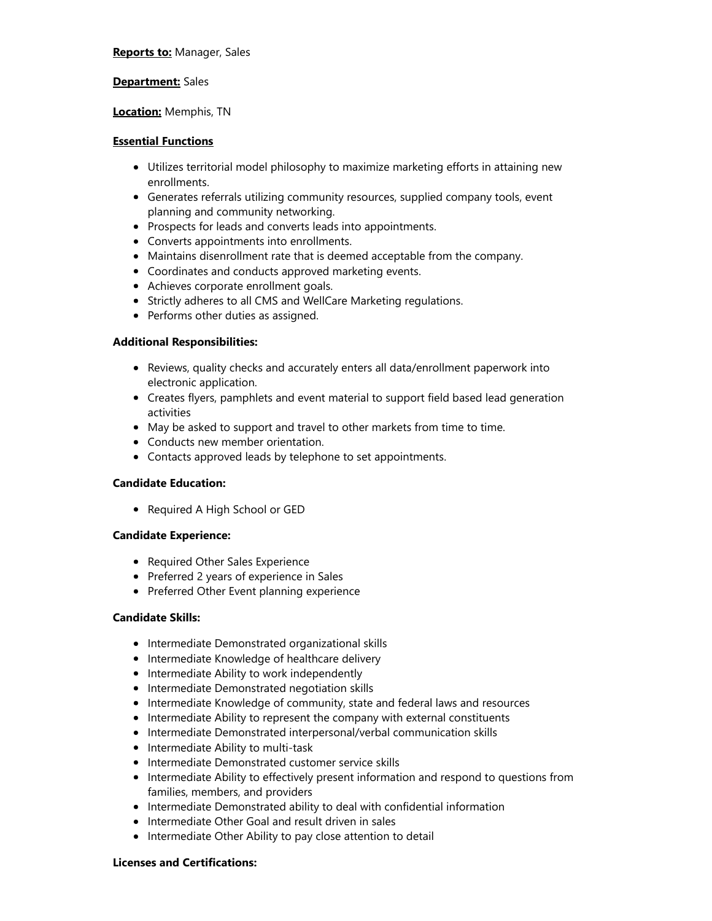**Reports to:** Manager, Sales

**Department:** Sales

**Location:** Memphis, TN

**Essential Functions**

- Utilizes territorial model philosophy to maximize marketing efforts in attaining new enrollments.
- Generates referrals utilizing community resources, supplied company tools, event planning and community networking.
- Prospects for leads and converts leads into appointments.
- Converts appointments into enrollments.
- Maintains disenrollment rate that is deemed acceptable from the company.
- Coordinates and conducts approved marketing events.
- Achieves corporate enrollment goals.
- Strictly adheres to all CMS and WellCare Marketing regulations.
- Performs other duties as assigned.

**Additional Responsibilities:**

- Reviews, quality checks and accurately enters all data/enrollment paperwork into electronic application.
- Creates flyers, pamphlets and event material to support field based lead generation activities
- May be asked to support and travel to other markets from time to time.
- Conducts new member orientation.
- Contacts approved leads by telephone to set appointments.

**Candidate Education:**

- Required A High School or GED

**Candidate Experience:**

- Required Other Sales Experience
- Preferred 2 years of experience in Sales
- Preferred Other Event planning experience

**Candidate Skills:**

- Intermediate Demonstrated organizational skills
- Intermediate Knowledge of healthcare delivery
- Intermediate Ability to work independently
- Intermediate Demonstrated negotiation skills
- Intermediate Knowledge of community, state and federal laws and resources
- Intermediate Ability to represent the company with external constituents
- Intermediate Demonstrated interpersonal/verbal communication skills
- Intermediate Ability to multi-task
- Intermediate Demonstrated customer service skills
- Intermediate Ability to effectively present information and respond to questions from families, members, and providers
- Intermediate Demonstrated ability to deal with confidential information
- Intermediate Other Goal and result driven in sales
- Intermediate Other Ability to pay close attention to detail

**Licenses and Certifications:**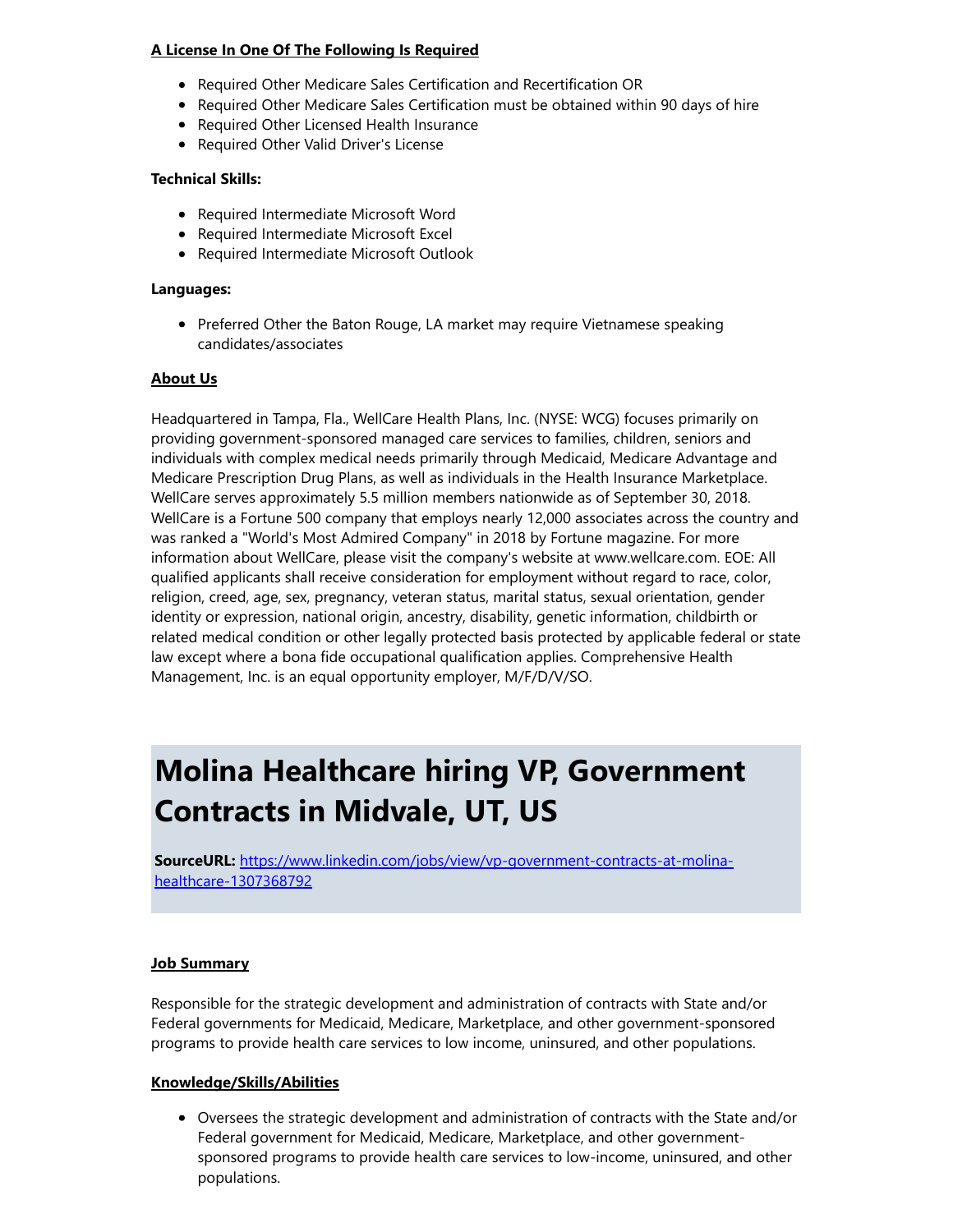**A License In One Of The Following Is Required**

- Required Other Medicare Sales Certification and Recertification OR
- Required Other Medicare Sales Certification must be obtained within 90 days of hire
- Required Other Licensed Health Insurance
- Required Other Valid Driver's License

**Technical Skills:**

- Required Intermediate Microsoft Word
- Required Intermediate Microsoft Excel
- Required Intermediate Microsoft Outlook

**Languages:**

- Preferred Other the Baton Rouge, LA market may require Vietnamese speaking candidates/associates

**About Us**

Headquartered in Tampa, Fla., WellCare Health Plans, Inc. (NYSE: WCG) focuses primarily on providing government-sponsored managed care services to families, children, seniors and individuals with complex medical needs primarily through Medicaid, Medicare Advantage and Medicare Prescription Drug Plans, as well as individuals in the Health Insurance Marketplace. WellCare serves approximately 5.5 million members nationwide as of September 30, 2018. WellCare is a Fortune 500 company that employs nearly 12,000 associates across the country and was ranked a "World's Most Admired Company" in 2018 by Fortune magazine. For more information about WellCare, please visit the company's website at www.wellcare.com. EOE: All qualified applicants shall receive consideration for employment without regard to race, color, religion, creed, age, sex, pregnancy, veteran status, marital status, sexual orientation, gender identity or expression, national origin, ancestry, disability, genetic information, childbirth or related medical condition or other legally protected basis protected by applicable federal or state law except where a bona fide occupational qualification applies. Comprehensive Health Management, Inc. is an equal opportunity employer, M/F/D/V/SO.

# Molina Healthcare hiring VP, Government Contracts in Midvale, UT, US

**SourceURL:** [https://www.linkedin.com/jobs/view/vp-government-contracts-at-molina-healthcare-1307368792](https://www.linkedin.com/jobs/view/vp-government-contracts-at-molina-healthcare-1307368792)

**Job Summary**

Responsible for the strategic development and administration of contracts with State and/or Federal governments for Medicaid, Medicare, Marketplace, and other government-sponsored programs to provide health care services to low income, uninsured, and other populations.

**Knowledge/Skills/Abilities**

- Oversees the strategic development and administration of contracts with the State and/or Federal government for Medicaid, Medicare, Marketplace, and other government-sponsored programs to provide health care services to low-income, uninsured, and other populations.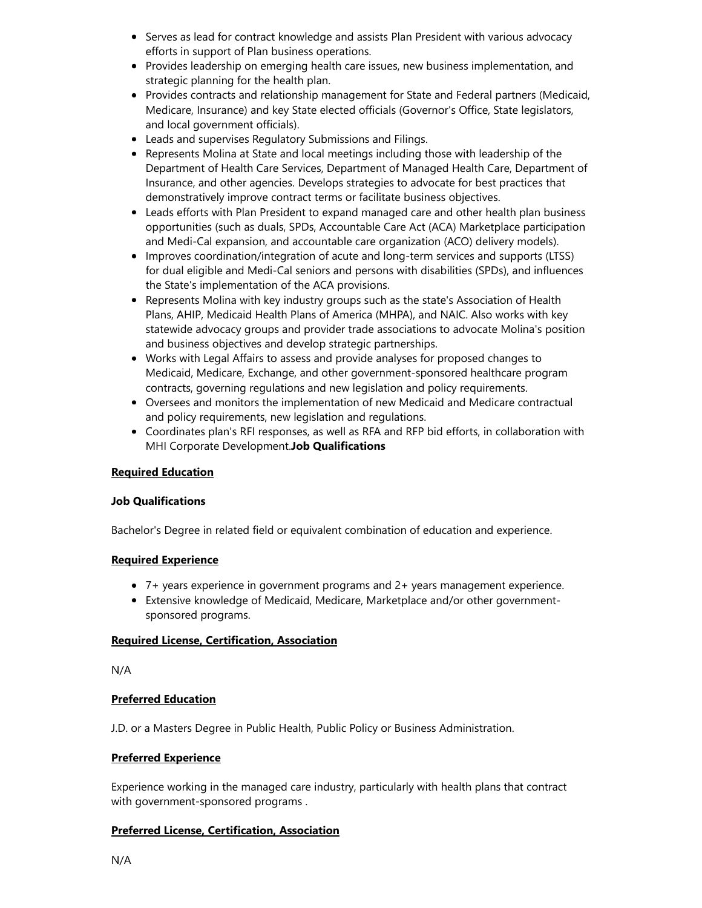- Serves as lead for contract knowledge and assists Plan President with various advocacy efforts in support of Plan business operations.
- Provides leadership on emerging health care issues, new business implementation, and strategic planning for the health plan.
- Provides contracts and relationship management for State and Federal partners (Medicaid, Medicare, Insurance) and key State elected officials (Governor's Office, State legislators, and local government officials).
- Leads and supervises Regulatory Submissions and Filings.
- Represents Molina at State and local meetings including those with leadership of the Department of Health Care Services, Department of Managed Health Care, Department of Insurance, and other agencies. Develops strategies to advocate for best practices that demonstratively improve contract terms or facilitate business objectives.
- Leads efforts with Plan President to expand managed care and other health plan business opportunities (such as duals, SPDs, Accountable Care Act (ACA) Marketplace participation and Medi-Cal expansion, and accountable care organization (ACO) delivery models).
- Improves coordination/integration of acute and long-term services and supports (LTSS) for dual eligible and Medi-Cal seniors and persons with disabilities (SPDs), and influences the State's implementation of the ACA provisions.
- Represents Molina with key industry groups such as the state's Association of Health Plans, AHIP, Medicaid Health Plans of America (MHPA), and NAIC. Also works with key statewide advocacy groups and provider trade associations to advocate Molina's position and business objectives and develop strategic partnerships.
- Works with Legal Affairs to assess and provide analyses for proposed changes to Medicaid, Medicare, Exchange, and other government-sponsored healthcare program contracts, governing regulations and new legislation and policy requirements.
- Oversees and monitors the implementation of new Medicaid and Medicare contractual and policy requirements, new legislation and regulations.
- Coordinates plan's RFI responses, as well as RFA and RFP bid efforts, in collaboration with MHI Corporate Development.**Job Qualifications**

**Required Education**

**Job Qualifications**

Bachelor's Degree in related field or equivalent combination of education and experience.

**Required Experience**

- 7+ years experience in government programs and 2+ years management experience.
- Extensive knowledge of Medicaid, Medicare, Marketplace and/or other government-sponsored programs.

**Required License, Certification, Association**

N/A

**Preferred Education**

J.D. or a Masters Degree in Public Health, Public Policy or Business Administration.

**Preferred Experience**

Experience working in the managed care industry, particularly with health plans that contract with government-sponsored programs .

**Preferred License, Certification, Association**

N/A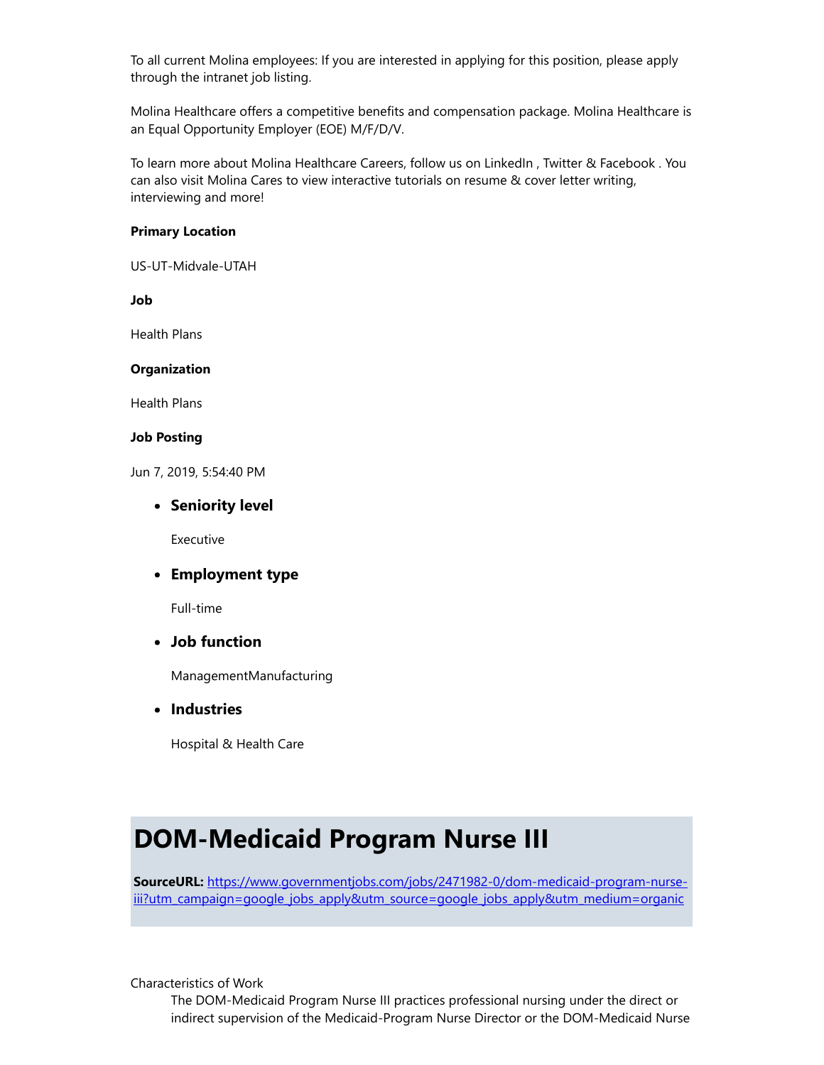To all current Molina employees: If you are interested in applying for this position, please apply through the intranet job listing.

Molina Healthcare offers a competitive benefits and compensation package. Molina Healthcare is an Equal Opportunity Employer (EOE) M/F/D/V.

To learn more about Molina Healthcare Careers, follow us on LinkedIn , Twitter & Facebook . You can also visit Molina Cares to view interactive tutorials on resume & cover letter writing, interviewing and more!

**Primary Location**

US-UT-Midvale-UTAH

**Job**

Health Plans

**Organization**

Health Plans

**Job Posting**

Jun 7, 2019, 5:54:40 PM

- **Seniority level**

  Executive

- **Employment type**

  Full-time

- **Job function**

  ManagementManufacturing

- **Industries**

  Hospital & Health Care

# DOM-Medicaid Program Nurse III

**SourceURL:** [https://www.governmentjobs.com/jobs/2471982-0/dom-medicaid-program-nurse-iii?utm_campaign=google_jobs_apply&utm_source=google_jobs_apply&utm_medium=organic](https://www.governmentjobs.com/jobs/2471982-0/dom-medicaid-program-nurse-iii?utm_campaign=google_jobs_apply&utm_source=google_jobs_apply&utm_medium=organic)

Characteristics of Work

The DOM-Medicaid Program Nurse III practices professional nursing under the direct or indirect supervision of the Medicaid-Program Nurse Director or the DOM-Medicaid Nurse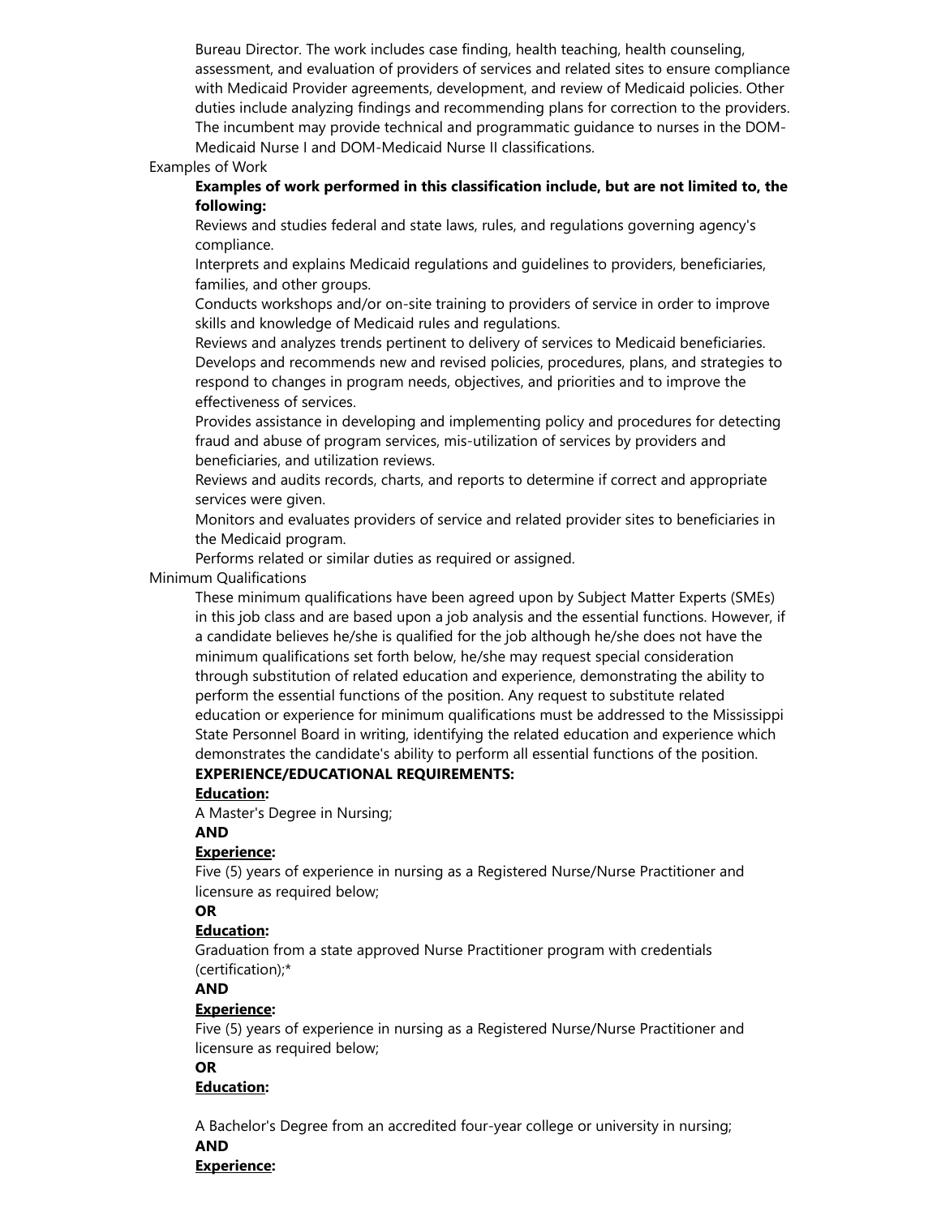Bureau Director. The work includes case finding, health teaching, health counseling, assessment, and evaluation of providers of services and related sites to ensure compliance with Medicaid Provider agreements, development, and review of Medicaid policies. Other duties include analyzing findings and recommending plans for correction to the providers. The incumbent may provide technical and programmatic guidance to nurses in the DOM-Medicaid Nurse I and DOM-Medicaid Nurse II classifications.

Examples of Work

**Examples of work performed in this classification include, but are not limited to, the following:**

Reviews and studies federal and state laws, rules, and regulations governing agency's compliance.

Interprets and explains Medicaid regulations and guidelines to providers, beneficiaries, families, and other groups.

Conducts workshops and/or on-site training to providers of service in order to improve skills and knowledge of Medicaid rules and regulations.

Reviews and analyzes trends pertinent to delivery of services to Medicaid beneficiaries.

Develops and recommends new and revised policies, procedures, plans, and strategies to respond to changes in program needs, objectives, and priorities and to improve the effectiveness of services.

Provides assistance in developing and implementing policy and procedures for detecting fraud and abuse of program services, mis-utilization of services by providers and beneficiaries, and utilization reviews.

Reviews and audits records, charts, and reports to determine if correct and appropriate services were given.

Monitors and evaluates providers of service and related provider sites to beneficiaries in the Medicaid program.

Performs related or similar duties as required or assigned.

Minimum Qualifications

These minimum qualifications have been agreed upon by Subject Matter Experts (SMEs) in this job class and are based upon a job analysis and the essential functions. However, if a candidate believes he/she is qualified for the job although he/she does not have the minimum qualifications set forth below, he/she may request special consideration through substitution of related education and experience, demonstrating the ability to perform the essential functions of the position. Any request to substitute related education or experience for minimum qualifications must be addressed to the Mississippi State Personnel Board in writing, identifying the related education and experience which demonstrates the candidate's ability to perform all essential functions of the position.

**EXPERIENCE/EDUCATIONAL REQUIREMENTS:**

**Education:**

A Master's Degree in Nursing;

**AND**

**Experience:**

Five (5) years of experience in nursing as a Registered Nurse/Nurse Practitioner and licensure as required below;

**OR**

**Education:**

Graduation from a state approved Nurse Practitioner program with credentials (certification);*

**AND**

**Experience:**

Five (5) years of experience in nursing as a Registered Nurse/Nurse Practitioner and licensure as required below;

**OR**

**Education:**

A Bachelor's Degree from an accredited four-year college or university in nursing;

**AND**

**Experience:**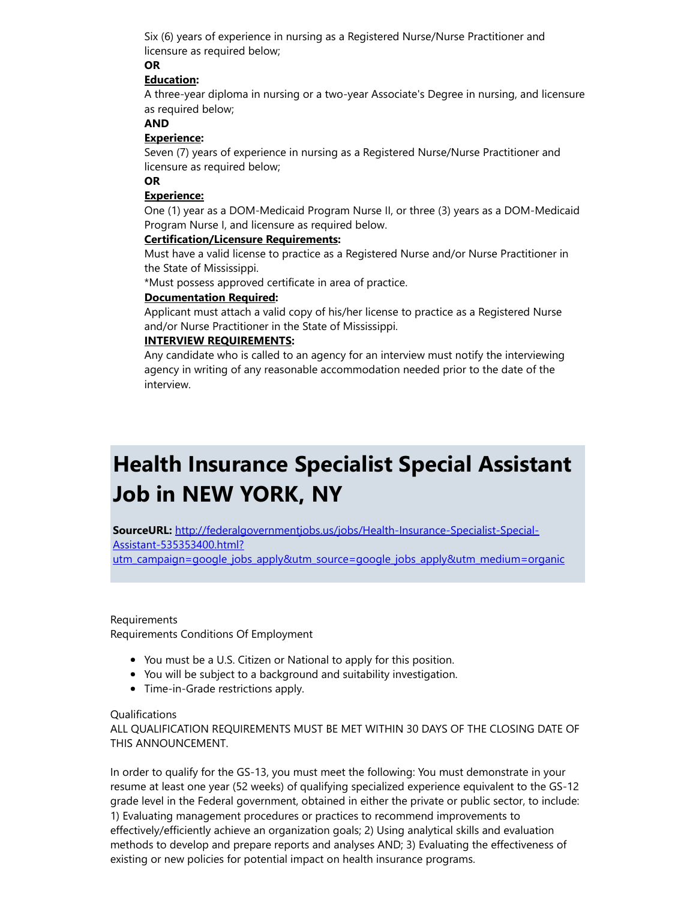Six (6) years of experience in nursing as a Registered Nurse/Nurse Practitioner and licensure as required below;

**OR**

**Education:**

A three-year diploma in nursing or a two-year Associate's Degree in nursing, and licensure as required below;

**AND**

**Experience:**

Seven (7) years of experience in nursing as a Registered Nurse/Nurse Practitioner and licensure as required below;

**OR**

**Experience:**

One (1) year as a DOM-Medicaid Program Nurse II, or three (3) years as a DOM-Medicaid Program Nurse I, and licensure as required below.

**Certification/Licensure Requirements:**

Must have a valid license to practice as a Registered Nurse and/or Nurse Practitioner in the State of Mississippi.

*Must possess approved certificate in area of practice.

**Documentation Required:**

Applicant must attach a valid copy of his/her license to practice as a Registered Nurse and/or Nurse Practitioner in the State of Mississippi.

**INTERVIEW REQUIREMENTS:**

Any candidate who is called to an agency for an interview must notify the interviewing agency in writing of any reasonable accommodation needed prior to the date of the interview.

# Health Insurance Specialist Special Assistant Job in NEW YORK, NY

**SourceURL:** [http://federalgovernmentjobs.us/jobs/Health-Insurance-Specialist-Special-Assistant-535353400.html?utm_campaign=google_jobs_apply&utm_source=google_jobs_apply&utm_medium=organic](http://federalgovernmentjobs.us/jobs/Health-Insurance-Specialist-Special-Assistant-535353400.html?utm_campaign=google_jobs_apply&utm_source=google_jobs_apply&utm_medium=organic)

Requirements

Requirements Conditions Of Employment

- You must be a U.S. Citizen or National to apply for this position.
- You will be subject to a background and suitability investigation.
- Time-in-Grade restrictions apply.

Qualifications

ALL QUALIFICATION REQUIREMENTS MUST BE MET WITHIN 30 DAYS OF THE CLOSING DATE OF THIS ANNOUNCEMENT.

In order to qualify for the GS-13, you must meet the following: You must demonstrate in your resume at least one year (52 weeks) of qualifying specialized experience equivalent to the GS-12 grade level in the Federal government, obtained in either the private or public sector, to include: 1) Evaluating management procedures or practices to recommend improvements to effectively/efficiently achieve an organization goals; 2) Using analytical skills and evaluation methods to develop and prepare reports and analyses AND; 3) Evaluating the effectiveness of existing or new policies for potential impact on health insurance programs.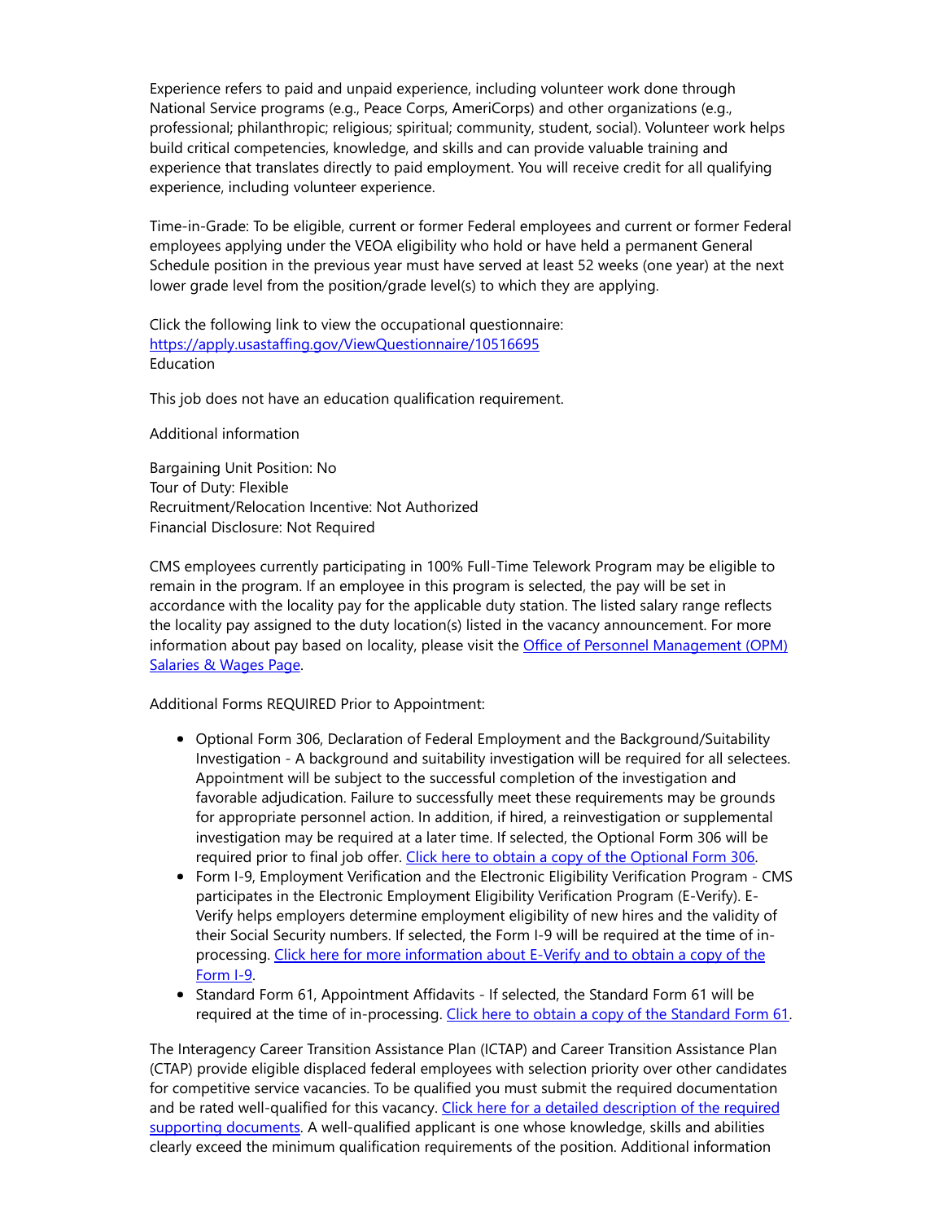Experience refers to paid and unpaid experience, including volunteer work done through National Service programs (e.g., Peace Corps, AmeriCorps) and other organizations (e.g., professional; philanthropic; religious; spiritual; community, student, social). Volunteer work helps build critical competencies, knowledge, and skills and can provide valuable training and experience that translates directly to paid employment. You will receive credit for all qualifying experience, including volunteer experience.

Time-in-Grade: To be eligible, current or former Federal employees and current or former Federal employees applying under the VEOA eligibility who hold or have held a permanent General Schedule position in the previous year must have served at least 52 weeks (one year) at the next lower grade level from the position/grade level(s) to which they are applying.

Click the following link to view the occupational questionnaire: https://apply.usastaffing.gov/ViewQuestionnaire/10516695
Education

This job does not have an education qualification requirement.

Additional information

Bargaining Unit Position: No
Tour of Duty: Flexible
Recruitment/Relocation Incentive: Not Authorized
Financial Disclosure: Not Required

CMS employees currently participating in 100% Full-Time Telework Program may be eligible to remain in the program. If an employee in this program is selected, the pay will be set in accordance with the locality pay for the applicable duty station. The listed salary range reflects the locality pay assigned to the duty location(s) listed in the vacancy announcement. For more information about pay based on locality, please visit the [Office of Personnel Management (OPM) Salaries & Wages Page](#).

Additional Forms REQUIRED Prior to Appointment:

- Optional Form 306, Declaration of Federal Employment and the Background/Suitability Investigation - A background and suitability investigation will be required for all selectees. Appointment will be subject to the successful completion of the investigation and favorable adjudication. Failure to successfully meet these requirements may be grounds for appropriate personnel action. In addition, if hired, a reinvestigation or supplemental investigation may be required at a later time. If selected, the Optional Form 306 will be required prior to final job offer. [Click here to obtain a copy of the Optional Form 306](#).
- Form I-9, Employment Verification and the Electronic Eligibility Verification Program - CMS participates in the Electronic Employment Eligibility Verification Program (E-Verify). E-Verify helps employers determine employment eligibility of new hires and the validity of their Social Security numbers. If selected, the Form I-9 will be required at the time of in-processing. [Click here for more information about E-Verify and to obtain a copy of the Form I-9](#).
- Standard Form 61, Appointment Affidavits - If selected, the Standard Form 61 will be required at the time of in-processing. [Click here to obtain a copy of the Standard Form 61](#).

The Interagency Career Transition Assistance Plan (ICTAP) and Career Transition Assistance Plan (CTAP) provide eligible displaced federal employees with selection priority over other candidates for competitive service vacancies. To be qualified you must submit the required documentation and be rated well-qualified for this vacancy. [Click here for a detailed description of the required supporting documents](#). A well-qualified applicant is one whose knowledge, skills and abilities clearly exceed the minimum qualification requirements of the position. Additional information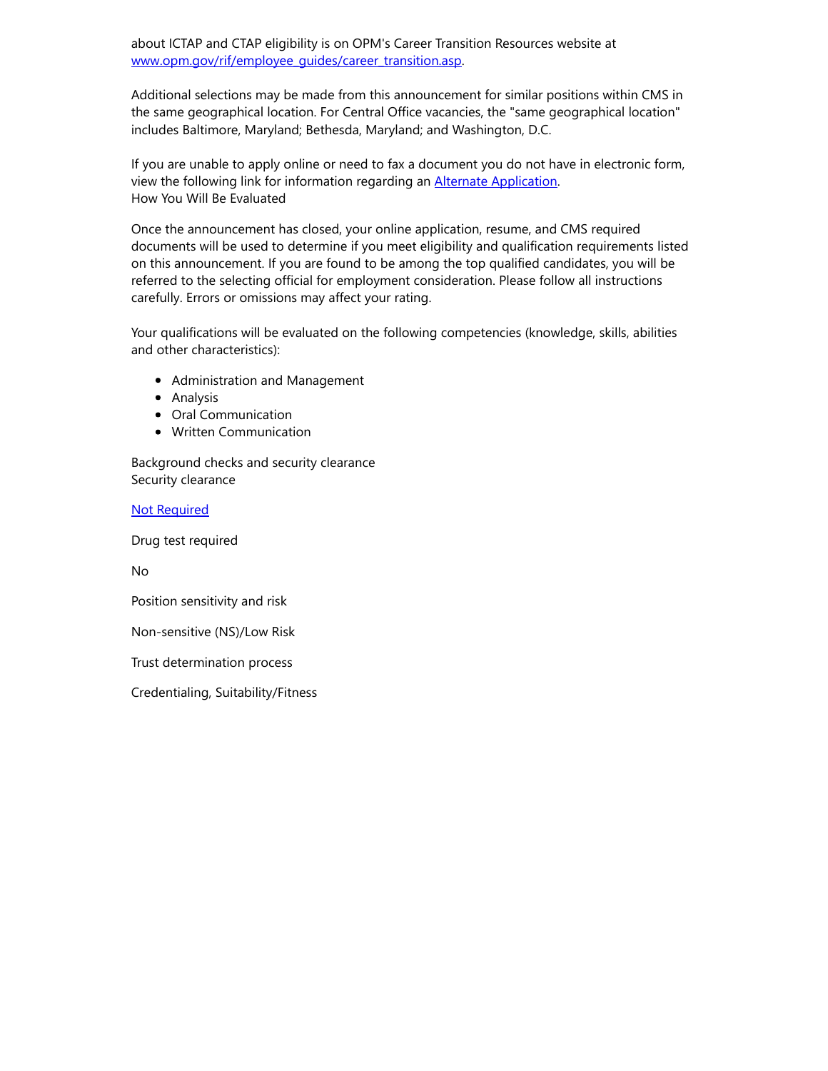about ICTAP and CTAP eligibility is on OPM's Career Transition Resources website at [www.opm.gov/rif/employee_guides/career_transition.asp](www.opm.gov/rif/employee_guides/career_transition.asp).

Additional selections may be made from this announcement for similar positions within CMS in the same geographical location. For Central Office vacancies, the "same geographical location" includes Baltimore, Maryland; Bethesda, Maryland; and Washington, D.C.

If you are unable to apply online or need to fax a document you do not have in electronic form, view the following link for information regarding an Alternate Application.

## How You Will Be Evaluated

Once the announcement has closed, your online application, resume, and CMS required documents will be used to determine if you meet eligibility and qualification requirements listed on this announcement. If you are found to be among the top qualified candidates, you will be referred to the selecting official for employment consideration. Please follow all instructions carefully. Errors or omissions may affect your rating.

Your qualifications will be evaluated on the following competencies (knowledge, skills, abilities and other characteristics):

- Administration and Management
- Analysis
- Oral Communication
- Written Communication

## Background checks and security clearance

### Security clearance

Not Required

### Drug test required

No

### Position sensitivity and risk

Non-sensitive (NS)/Low Risk

### Trust determination process

Credentialing, Suitability/Fitness